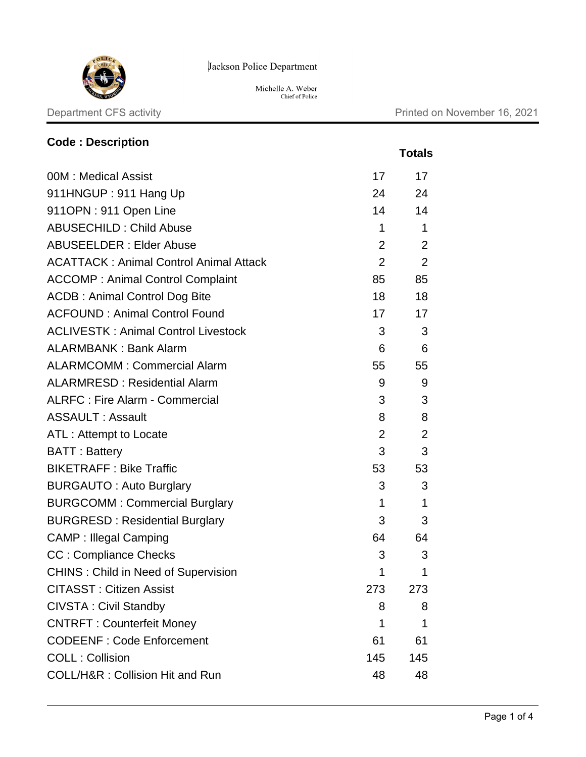Jackson Police Department

Michelle A. Weber
Chief of Police

Department CFS activity

Printed on November 16, 2021

| Code : Description | | Totals |
|---|---|---|
| 00M : Medical Assist | 17 | 17 |
| 911HNGUP : 911 Hang Up | 24 | 24 |
| 911OPN : 911 Open Line | 14 | 14 |
| ABUSECHILD : Child Abuse | 1 | 1 |
| ABUSEELDER : Elder Abuse | 2 | 2 |
| ACATTACK : Animal Control Animal Attack | 2 | 2 |
| ACCOMP : Animal Control Complaint | 85 | 85 |
| ACDB : Animal Control Dog Bite | 18 | 18 |
| ACFOUND : Animal Control Found | 17 | 17 |
| ACLIVESTK : Animal Control Livestock | 3 | 3 |
| ALARMBANK : Bank Alarm | 6 | 6 |
| ALARMCOMM : Commercial Alarm | 55 | 55 |
| ALARMRESD : Residential Alarm | 9 | 9 |
| ALRFC : Fire Alarm - Commercial | 3 | 3 |
| ASSAULT : Assault | 8 | 8 |
| ATL : Attempt to Locate | 2 | 2 |
| BATT : Battery | 3 | 3 |
| BIKETRAFF : Bike Traffic | 53 | 53 |
| BURGAUTO : Auto Burglary | 3 | 3 |
| BURGCOMM : Commercial Burglary | 1 | 1 |
| BURGRESD : Residential Burglary | 3 | 3 |
| CAMP : Illegal Camping | 64 | 64 |
| CC : Compliance Checks | 3 | 3 |
| CHINS : Child in Need of Supervision | 1 | 1 |
| CITASST : Citizen Assist | 273 | 273 |
| CIVSTA : Civil Standby | 8 | 8 |
| CNTRFT : Counterfeit Money | 1 | 1 |
| CODEENF : Code Enforcement | 61 | 61 |
| COLL : Collision | 145 | 145 |
| COLL/H&R : Collision Hit and Run | 48 | 48 |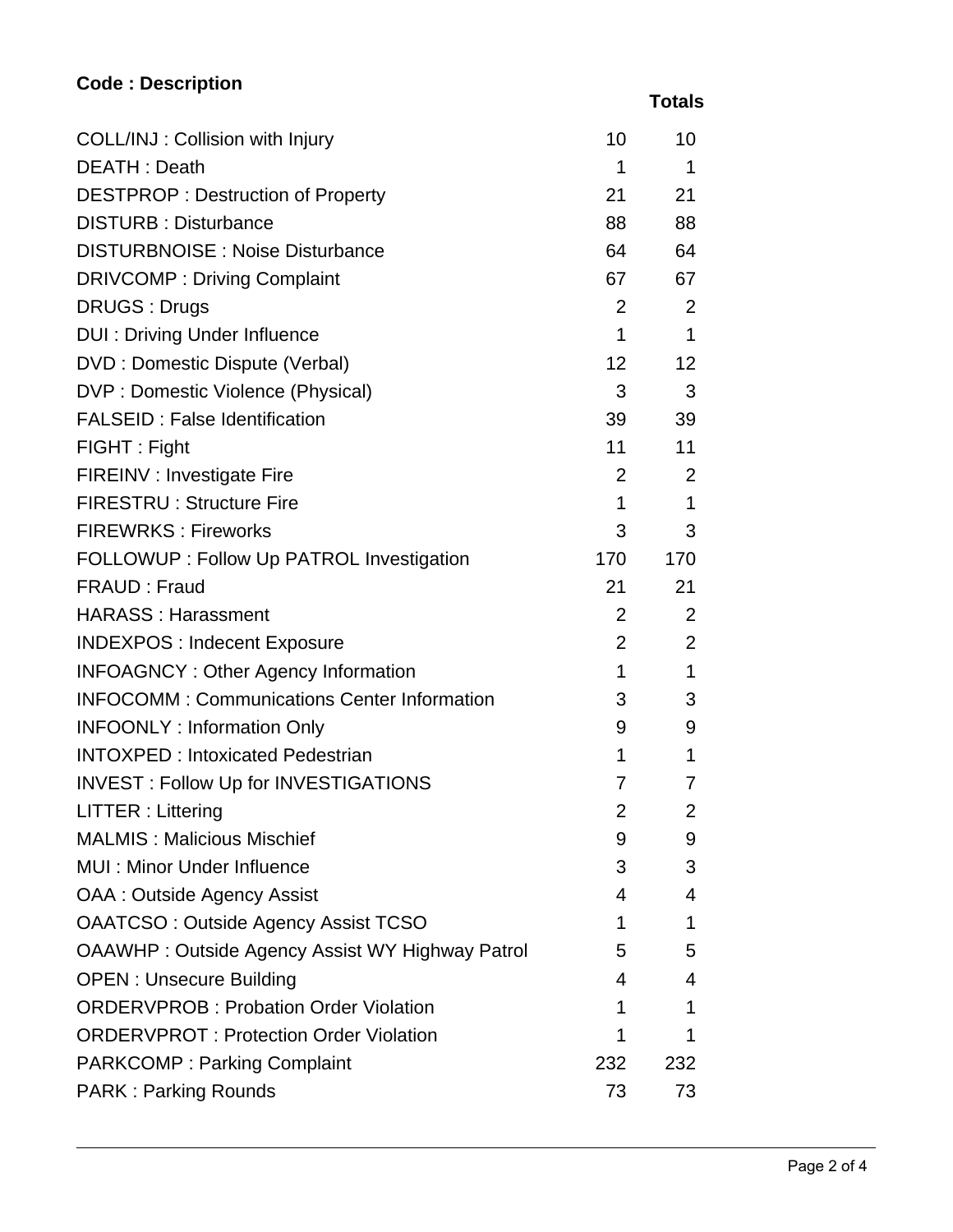| Code : Description | | Totals |
|---|---|---|
| COLL/INJ : Collision with Injury | 10 | 10 |
| DEATH : Death | 1 | 1 |
| DESTPROP : Destruction of Property | 21 | 21 |
| DISTURB : Disturbance | 88 | 88 |
| DISTURBNOISE : Noise Disturbance | 64 | 64 |
| DRIVCOMP : Driving Complaint | 67 | 67 |
| DRUGS : Drugs | 2 | 2 |
| DUI : Driving Under Influence | 1 | 1 |
| DVD : Domestic Dispute (Verbal) | 12 | 12 |
| DVP : Domestic Violence (Physical) | 3 | 3 |
| FALSEID : False Identification | 39 | 39 |
| FIGHT : Fight | 11 | 11 |
| FIREINV : Investigate Fire | 2 | 2 |
| FIRESTRU : Structure Fire | 1 | 1 |
| FIREWRKS : Fireworks | 3 | 3 |
| FOLLOWUP : Follow Up PATROL Investigation | 170 | 170 |
| FRAUD : Fraud | 21 | 21 |
| HARASS : Harassment | 2 | 2 |
| INDEXPOS : Indecent Exposure | 2 | 2 |
| INFOAGNCY : Other Agency Information | 1 | 1 |
| INFOCOMM : Communications Center Information | 3 | 3 |
| INFOONLY : Information Only | 9 | 9 |
| INTOXPED : Intoxicated Pedestrian | 1 | 1 |
| INVEST : Follow Up for INVESTIGATIONS | 7 | 7 |
| LITTER : Littering | 2 | 2 |
| MALMIS : Malicious Mischief | 9 | 9 |
| MUI : Minor Under Influence | 3 | 3 |
| OAA : Outside Agency Assist | 4 | 4 |
| OAATCSO : Outside Agency Assist TCSO | 1 | 1 |
| OAAWHP : Outside Agency Assist WY Highway Patrol | 5 | 5 |
| OPEN : Unsecure Building | 4 | 4 |
| ORDERVPROB : Probation Order Violation | 1 | 1 |
| ORDERVPROT : Protection Order Violation | 1 | 1 |
| PARKCOMP : Parking Complaint | 232 | 232 |
| PARK : Parking Rounds | 73 | 73 |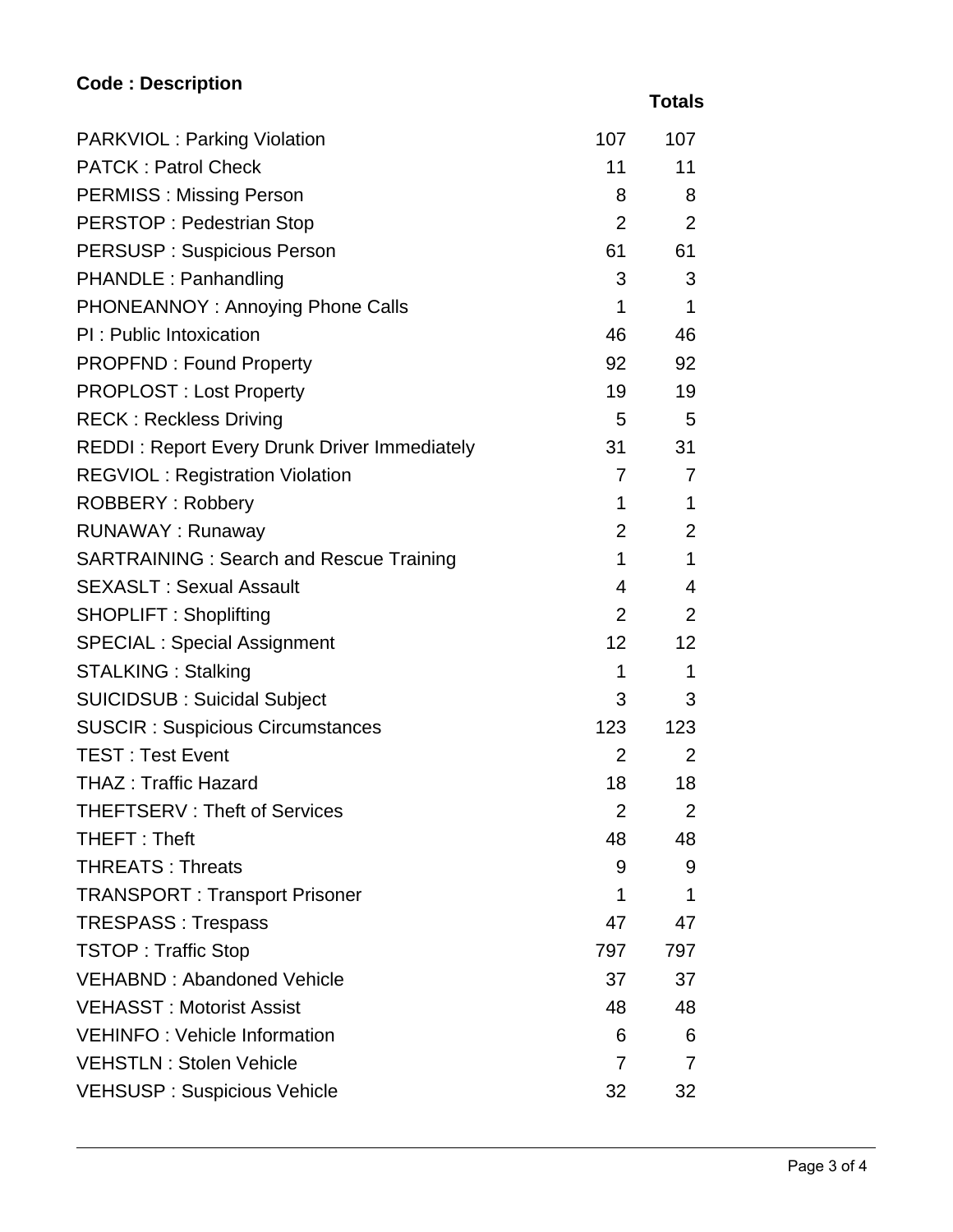| Code : Description | | Totals |
|---|---|---|
| PARKVIOL : Parking Violation | 107 | 107 |
| PATCK : Patrol Check | 11 | 11 |
| PERMISS : Missing Person | 8 | 8 |
| PERSTOP : Pedestrian Stop | 2 | 2 |
| PERSUSP : Suspicious Person | 61 | 61 |
| PHANDLE : Panhandling | 3 | 3 |
| PHONEANNOY : Annoying Phone Calls | 1 | 1 |
| PI : Public Intoxication | 46 | 46 |
| PROPFND : Found Property | 92 | 92 |
| PROPLOST : Lost Property | 19 | 19 |
| RECK : Reckless Driving | 5 | 5 |
| REDDI : Report Every Drunk Driver Immediately | 31 | 31 |
| REGVIOL : Registration Violation | 7 | 7 |
| ROBBERY : Robbery | 1 | 1 |
| RUNAWAY : Runaway | 2 | 2 |
| SARTRAINING : Search and Rescue Training | 1 | 1 |
| SEXASLT : Sexual Assault | 4 | 4 |
| SHOPLIFT : Shoplifting | 2 | 2 |
| SPECIAL : Special Assignment | 12 | 12 |
| STALKING : Stalking | 1 | 1 |
| SUICIDSUB : Suicidal Subject | 3 | 3 |
| SUSCIR : Suspicious Circumstances | 123 | 123 |
| TEST : Test Event | 2 | 2 |
| THAZ : Traffic Hazard | 18 | 18 |
| THEFTSERV : Theft of Services | 2 | 2 |
| THEFT : Theft | 48 | 48 |
| THREATS : Threats | 9 | 9 |
| TRANSPORT : Transport Prisoner | 1 | 1 |
| TRESPASS : Trespass | 47 | 47 |
| TSTOP : Traffic Stop | 797 | 797 |
| VEHABND : Abandoned Vehicle | 37 | 37 |
| VEHASST : Motorist Assist | 48 | 48 |
| VEHINFO : Vehicle Information | 6 | 6 |
| VEHSTLN : Stolen Vehicle | 7 | 7 |
| VEHSUSP : Suspicious Vehicle | 32 | 32 |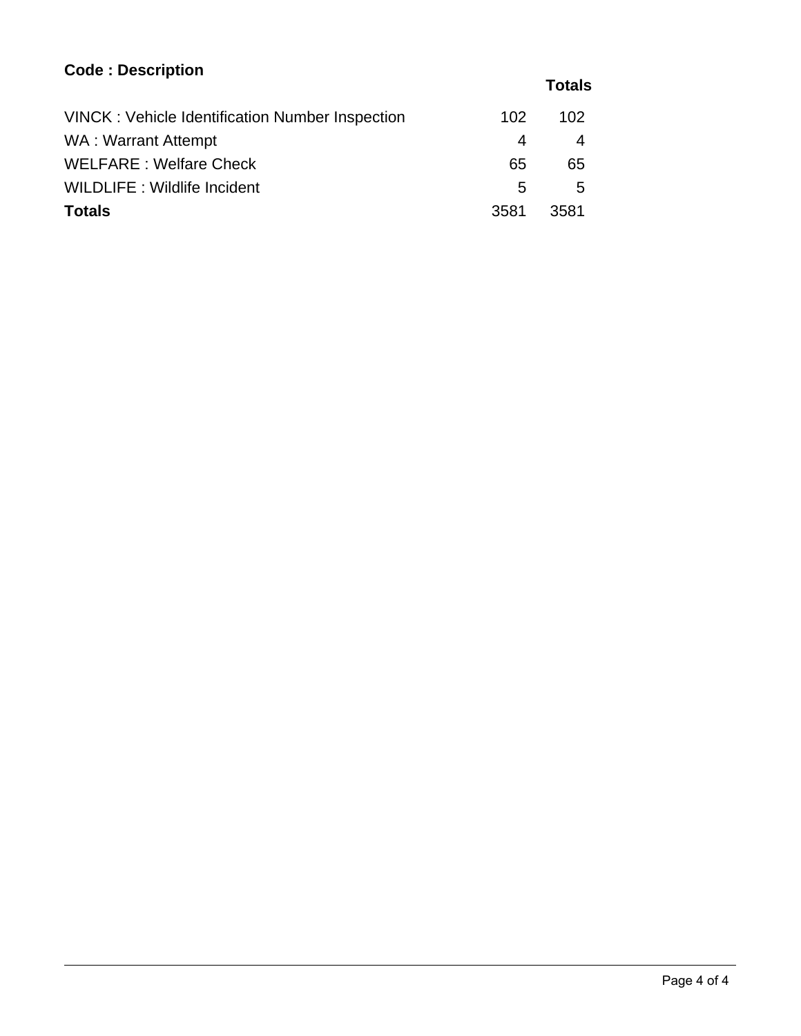| Code : Description | | Totals |
| --- | --- | --- |
| VINCK : Vehicle Identification Number Inspection | 102 | 102 |
| WA : Warrant Attempt | 4 | 4 |
| WELFARE : Welfare Check | 65 | 65 |
| WILDLIFE : Wildlife Incident | 5 | 5 |
| **Totals** | 3581 | 3581 |